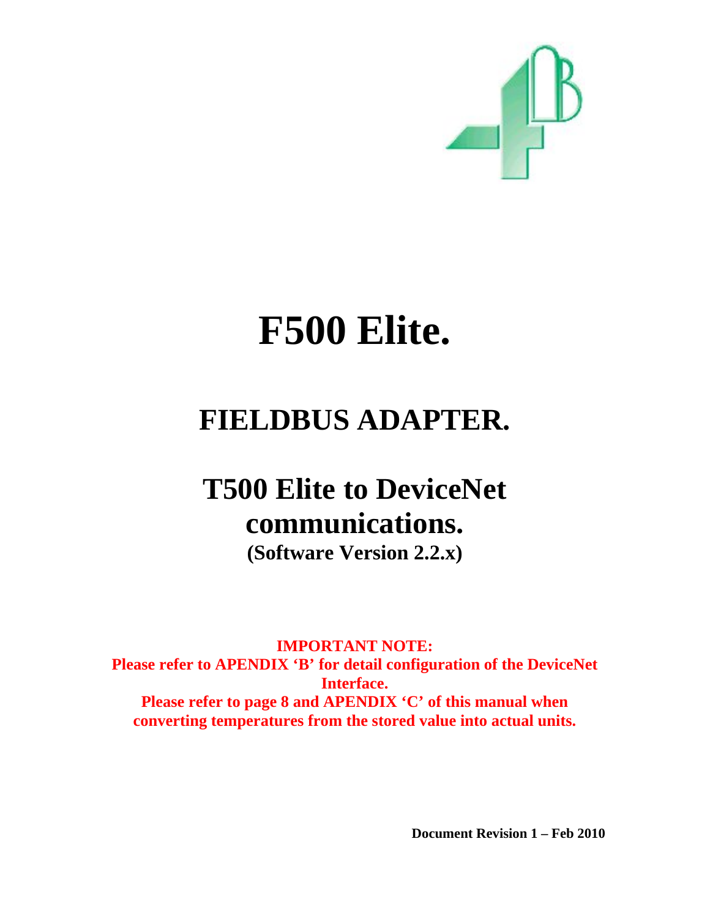# F500 Elite.

## FIELDBUS ADAPTER.

## T500 Elite to DeviceNet communications.

**(Software Version 2.2.x)**

**IMPORTANT NOTE:**
**Please refer to APENDIX 'B' for detail configuration of the DeviceNet Interface.**
**Please refer to page 8 and APENDIX 'C' of this manual when converting temperatures from the stored value into actual units.**

**Document Revision 1 – Feb 2010**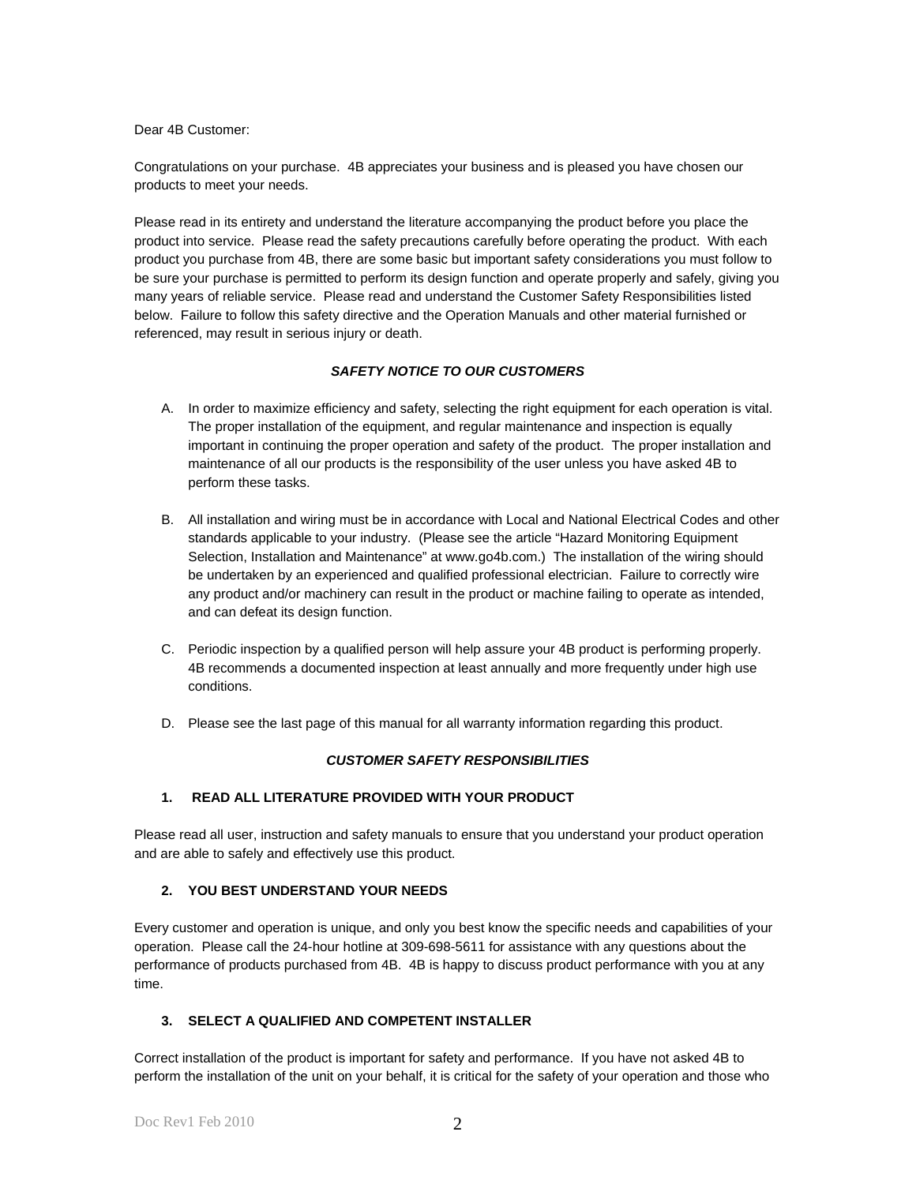Dear 4B Customer:

Congratulations on your purchase. 4B appreciates your business and is pleased you have chosen our products to meet your needs.

Please read in its entirety and understand the literature accompanying the product before you place the product into service. Please read the safety precautions carefully before operating the product. With each product you purchase from 4B, there are some basic but important safety considerations you must follow to be sure your purchase is permitted to perform its design function and operate properly and safely, giving you many years of reliable service. Please read and understand the Customer Safety Responsibilities listed below. Failure to follow this safety directive and the Operation Manuals and other material furnished or referenced, may result in serious injury or death.

### *SAFETY NOTICE TO OUR CUSTOMERS*

A. In order to maximize efficiency and safety, selecting the right equipment for each operation is vital. The proper installation of the equipment, and regular maintenance and inspection is equally important in continuing the proper operation and safety of the product. The proper installation and maintenance of all our products is the responsibility of the user unless you have asked 4B to perform these tasks.

B. All installation and wiring must be in accordance with Local and National Electrical Codes and other standards applicable to your industry. (Please see the article "Hazard Monitoring Equipment Selection, Installation and Maintenance" at www.go4b.com.) The installation of the wiring should be undertaken by an experienced and qualified professional electrician. Failure to correctly wire any product and/or machinery can result in the product or machine failing to operate as intended, and can defeat its design function.

C. Periodic inspection by a qualified person will help assure your 4B product is performing properly. 4B recommends a documented inspection at least annually and more frequently under high use conditions.

D. Please see the last page of this manual for all warranty information regarding this product.

### *CUSTOMER SAFETY RESPONSIBILITIES*

#### 1. READ ALL LITERATURE PROVIDED WITH YOUR PRODUCT

Please read all user, instruction and safety manuals to ensure that you understand your product operation and are able to safely and effectively use this product.

#### 2. YOU BEST UNDERSTAND YOUR NEEDS

Every customer and operation is unique, and only you best know the specific needs and capabilities of your operation. Please call the 24-hour hotline at 309-698-5611 for assistance with any questions about the performance of products purchased from 4B. 4B is happy to discuss product performance with you at any time.

#### 3. SELECT A QUALIFIED AND COMPETENT INSTALLER

Correct installation of the product is important for safety and performance. If you have not asked 4B to perform the installation of the unit on your behalf, it is critical for the safety of your operation and those who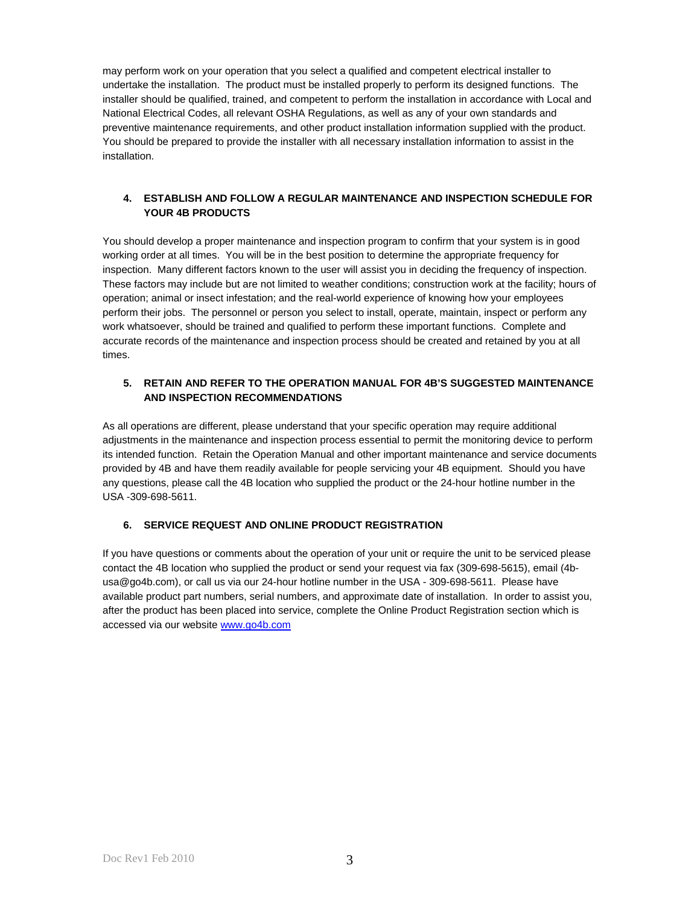may perform work on your operation that you select a qualified and competent electrical installer to undertake the installation. The product must be installed properly to perform its designed functions. The installer should be qualified, trained, and competent to perform the installation in accordance with Local and National Electrical Codes, all relevant OSHA Regulations, as well as any of your own standards and preventive maintenance requirements, and other product installation information supplied with the product. You should be prepared to provide the installer with all necessary installation information to assist in the installation.

**4. ESTABLISH AND FOLLOW A REGULAR MAINTENANCE AND INSPECTION SCHEDULE FOR YOUR 4B PRODUCTS**

You should develop a proper maintenance and inspection program to confirm that your system is in good working order at all times. You will be in the best position to determine the appropriate frequency for inspection. Many different factors known to the user will assist you in deciding the frequency of inspection. These factors may include but are not limited to weather conditions; construction work at the facility; hours of operation; animal or insect infestation; and the real-world experience of knowing how your employees perform their jobs. The personnel or person you select to install, operate, maintain, inspect or perform any work whatsoever, should be trained and qualified to perform these important functions. Complete and accurate records of the maintenance and inspection process should be created and retained by you at all times.

**5. RETAIN AND REFER TO THE OPERATION MANUAL FOR 4B'S SUGGESTED MAINTENANCE AND INSPECTION RECOMMENDATIONS**

As all operations are different, please understand that your specific operation may require additional adjustments in the maintenance and inspection process essential to permit the monitoring device to perform its intended function. Retain the Operation Manual and other important maintenance and service documents provided by 4B and have them readily available for people servicing your 4B equipment. Should you have any questions, please call the 4B location who supplied the product or the 24-hour hotline number in the USA -309-698-5611.

**6. SERVICE REQUEST AND ONLINE PRODUCT REGISTRATION**

If you have questions or comments about the operation of your unit or require the unit to be serviced please contact the 4B location who supplied the product or send your request via fax (309-698-5615), email (4b-usa@go4b.com), or call us via our 24-hour hotline number in the USA - 309-698-5611. Please have available product part numbers, serial numbers, and approximate date of installation. In order to assist you, after the product has been placed into service, complete the Online Product Registration section which is accessed via our website [www.go4b.com](http://www.go4b.com)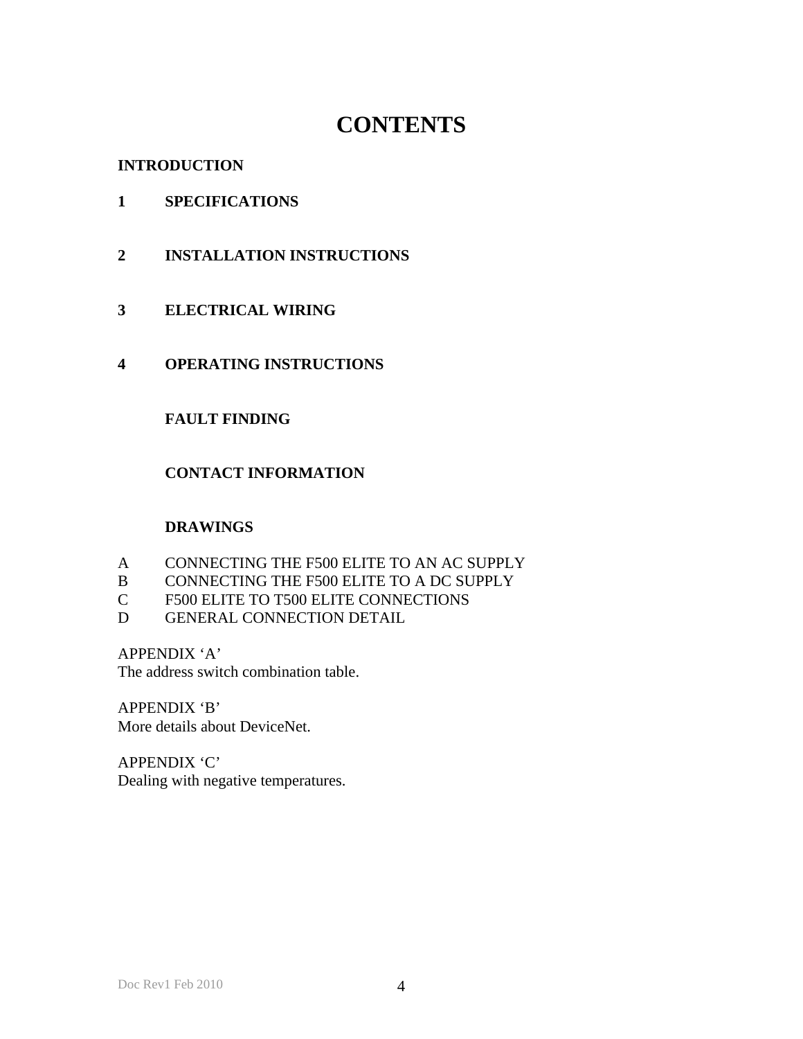# CONTENTS

**INTRODUCTION**

**1 SPECIFICATIONS**

**2 INSTALLATION INSTRUCTIONS**

**3 ELECTRICAL WIRING**

**4 OPERATING INSTRUCTIONS**

**FAULT FINDING**

**CONTACT INFORMATION**

**DRAWINGS**

A CONNECTING THE F500 ELITE TO AN AC SUPPLY
B CONNECTING THE F500 ELITE TO A DC SUPPLY
C F500 ELITE TO T500 ELITE CONNECTIONS
D GENERAL CONNECTION DETAIL

APPENDIX 'A'
The address switch combination table.

APPENDIX 'B'
More details about DeviceNet.

APPENDIX 'C'
Dealing with negative temperatures.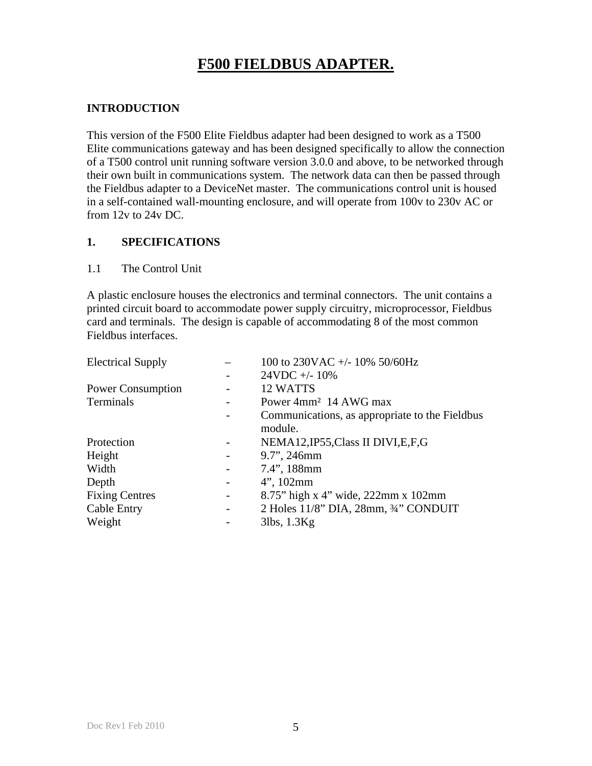# F500 FIELDBUS ADAPTER.

## INTRODUCTION

This version of the F500 Elite Fieldbus adapter had been designed to work as a T500 Elite communications gateway and has been designed specifically to allow the connection of a T500 control unit running software version 3.0.0 and above, to be networked through their own built in communications system. The network data can then be passed through the Fieldbus adapter to a DeviceNet master. The communications control unit is housed in a self-contained wall-mounting enclosure, and will operate from 100v to 230v AC or from 12v to 24v DC.

## 1. SPECIFICATIONS

### 1.1 The Control Unit

A plastic enclosure houses the electronics and terminal connectors. The unit contains a printed circuit board to accommodate power supply circuitry, microprocessor, Fieldbus card and terminals. The design is capable of accommodating 8 of the most common Fieldbus interfaces.

| | | |
|---|---|---|
| Electrical Supply | – | 100 to 230VAC +/- 10% 50/60Hz |
| | - | 24VDC +/- 10% |
| Power Consumption | - | 12 WATTS |
| Terminals | - | Power 4mm² 14 AWG max |
| | - | Communications, as appropriate to the Fieldbus module. |
| Protection | - | NEMA12,IP55,Class II DIVI,E,F,G |
| Height | - | 9.7", 246mm |
| Width | - | 7.4", 188mm |
| Depth | - | 4", 102mm |
| Fixing Centres | - | 8.75" high x 4" wide, 222mm x 102mm |
| Cable Entry | - | 2 Holes 11/8" DIA, 28mm, ¾" CONDUIT |
| Weight | - | 3lbs, 1.3Kg |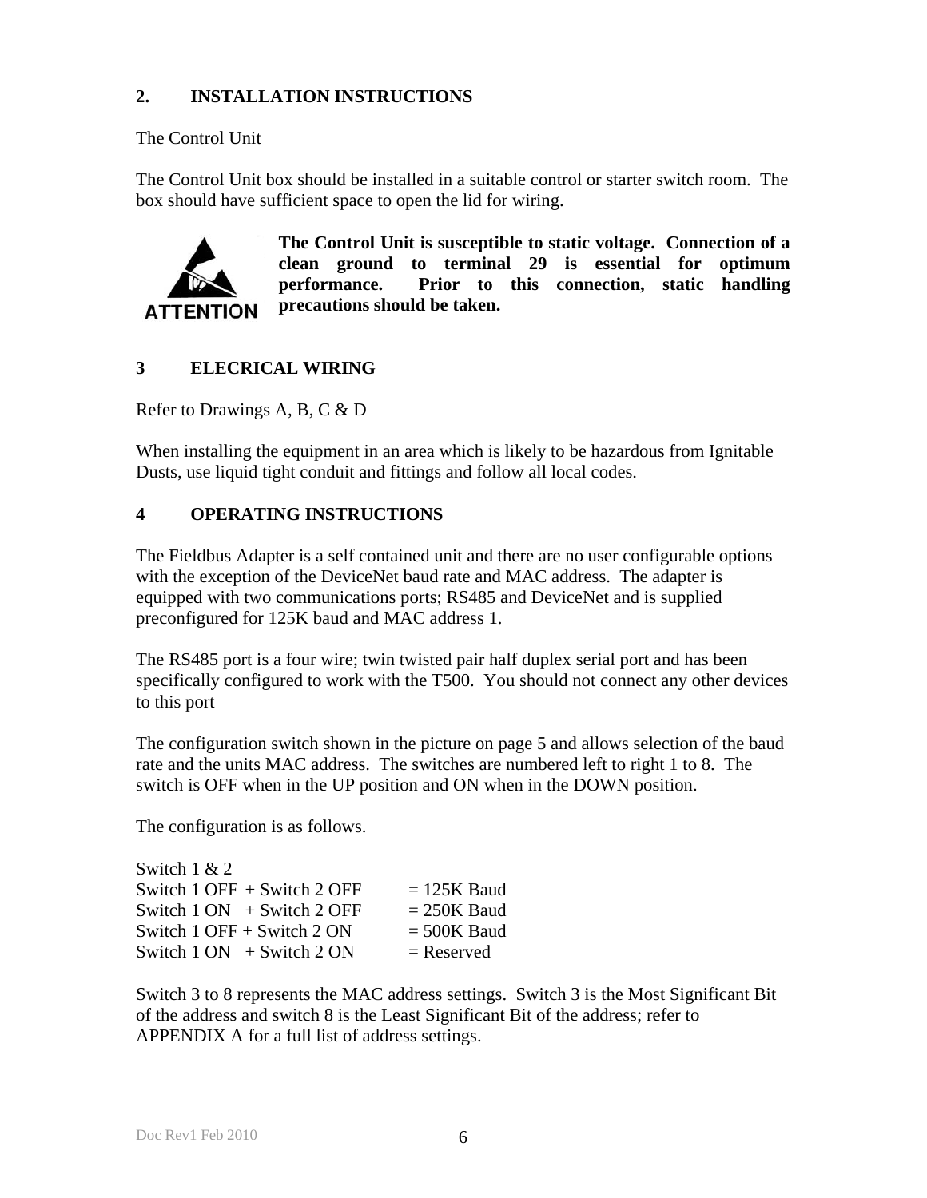## 2. INSTALLATION INSTRUCTIONS

The Control Unit

The Control Unit box should be installed in a suitable control or starter switch room. The box should have sufficient space to open the lid for wiring.

ATTENTION

**The Control Unit is susceptible to static voltage. Connection of a clean ground to terminal 29 is essential for optimum performance. Prior to this connection, static handling precautions should be taken.**

## 3 ELECRICAL WIRING

Refer to Drawings A, B, C & D

When installing the equipment in an area which is likely to be hazardous from Ignitable Dusts, use liquid tight conduit and fittings and follow all local codes.

## 4 OPERATING INSTRUCTIONS

The Fieldbus Adapter is a self contained unit and there are no user configurable options with the exception of the DeviceNet baud rate and MAC address. The adapter is equipped with two communications ports; RS485 and DeviceNet and is supplied preconfigured for 125K baud and MAC address 1.

The RS485 port is a four wire; twin twisted pair half duplex serial port and has been specifically configured to work with the T500. You should not connect any other devices to this port

The configuration switch shown in the picture on page 5 and allows selection of the baud rate and the units MAC address. The switches are numbered left to right 1 to 8. The switch is OFF when in the UP position and ON when in the DOWN position.

The configuration is as follows.

Switch 1 & 2

| Switches | Setting |
| --- | --- |
| Switch 1 OFF + Switch 2 OFF | = 125K Baud |
| Switch 1 ON + Switch 2 OFF | = 250K Baud |
| Switch 1 OFF + Switch 2 ON | = 500K Baud |
| Switch 1 ON + Switch 2 ON | = Reserved |

Switch 3 to 8 represents the MAC address settings. Switch 3 is the Most Significant Bit of the address and switch 8 is the Least Significant Bit of the address; refer to APPENDIX A for a full list of address settings.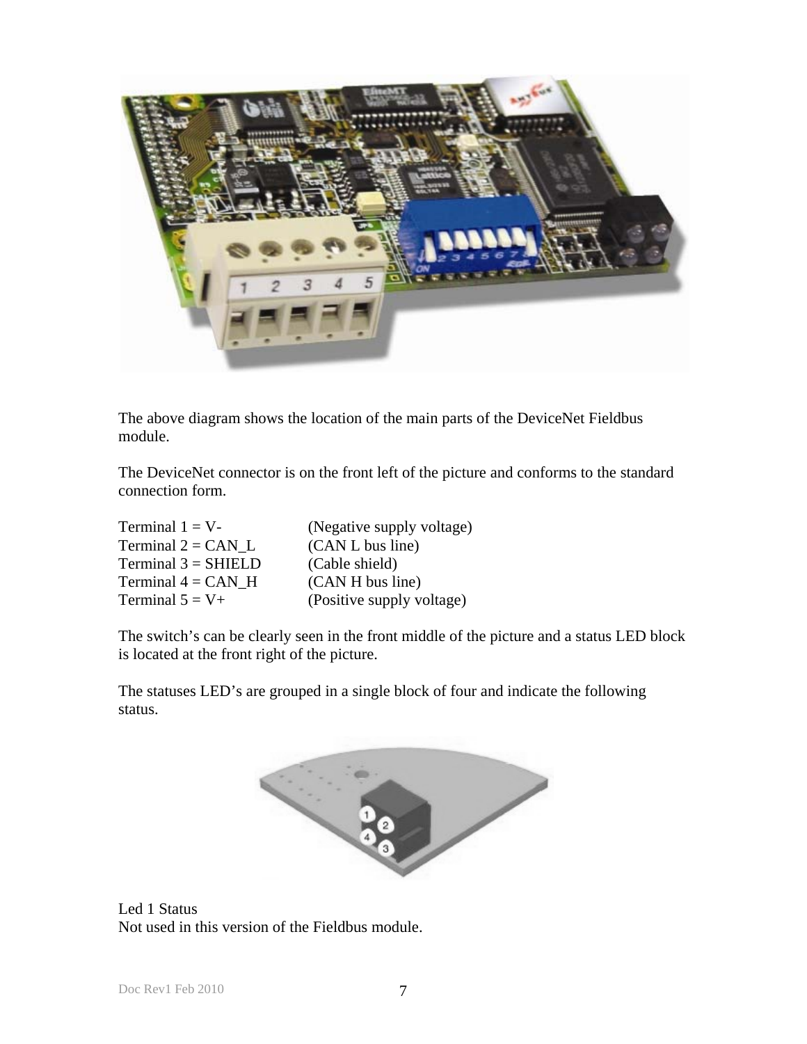The above diagram shows the location of the main parts of the DeviceNet Fieldbus module.

The DeviceNet connector is on the front left of the picture and conforms to the standard connection form.

Terminal 1 = V-        (Negative supply voltage)
Terminal 2 = CAN_L     (CAN L bus line)
Terminal 3 = SHIELD    (Cable shield)
Terminal 4 = CAN_H     (CAN H bus line)
Terminal 5 = V+        (Positive supply voltage)

The switch's can be clearly seen in the front middle of the picture and a status LED block is located at the front right of the picture.

The statuses LED's are grouped in a single block of four and indicate the following status.

Led 1 Status
Not used in this version of the Fieldbus module.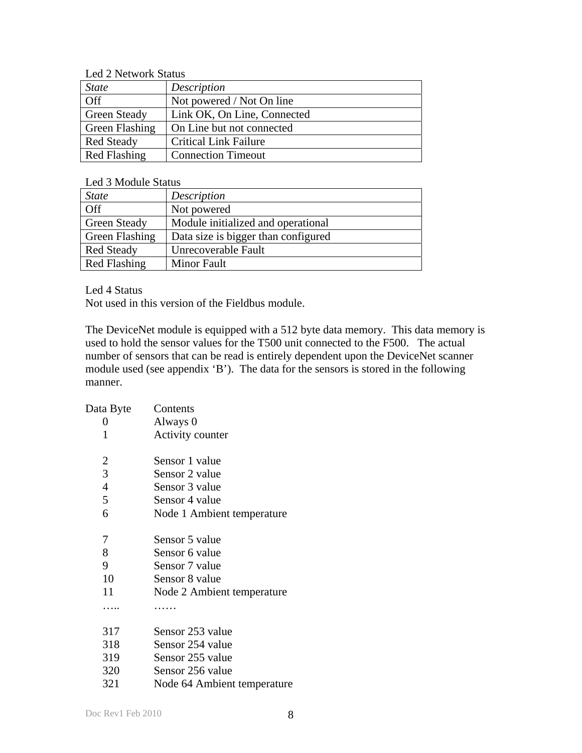Led 2 Network Status

| *State* | *Description* |
|---|---|
| Off | Not powered / Not On line |
| Green Steady | Link OK, On Line, Connected |
| Green Flashing | On Line but not connected |
| Red Steady | Critical Link Failure |
| Red Flashing | Connection Timeout |

Led 3 Module Status

| *State* | *Description* |
|---|---|
| Off | Not powered |
| Green Steady | Module initialized and operational |
| Green Flashing | Data size is bigger than configured |
| Red Steady | Unrecoverable Fault |
| Red Flashing | Minor Fault |

Led 4 Status
Not used in this version of the Fieldbus module.

The DeviceNet module is equipped with a 512 byte data memory. This data memory is used to hold the sensor values for the T500 unit connected to the F500. The actual number of sensors that can be read is entirely dependent upon the DeviceNet scanner module used (see appendix 'B'). The data for the sensors is stored in the following manner.

| Data Byte | Contents |
|---|---|
| 0 | Always 0 |
| 1 | Activity counter |
| | |
| 2 | Sensor 1 value |
| 3 | Sensor 2 value |
| 4 | Sensor 3 value |
| 5 | Sensor 4 value |
| 6 | Node 1 Ambient temperature |
| | |
| 7 | Sensor 5 value |
| 8 | Sensor 6 value |
| 9 | Sensor 7 value |
| 10 | Sensor 8 value |
| 11 | Node 2 Ambient temperature |
| ….. | …… |
| | |
| 317 | Sensor 253 value |
| 318 | Sensor 254 value |
| 319 | Sensor 255 value |
| 320 | Sensor 256 value |
| 321 | Node 64 Ambient temperature |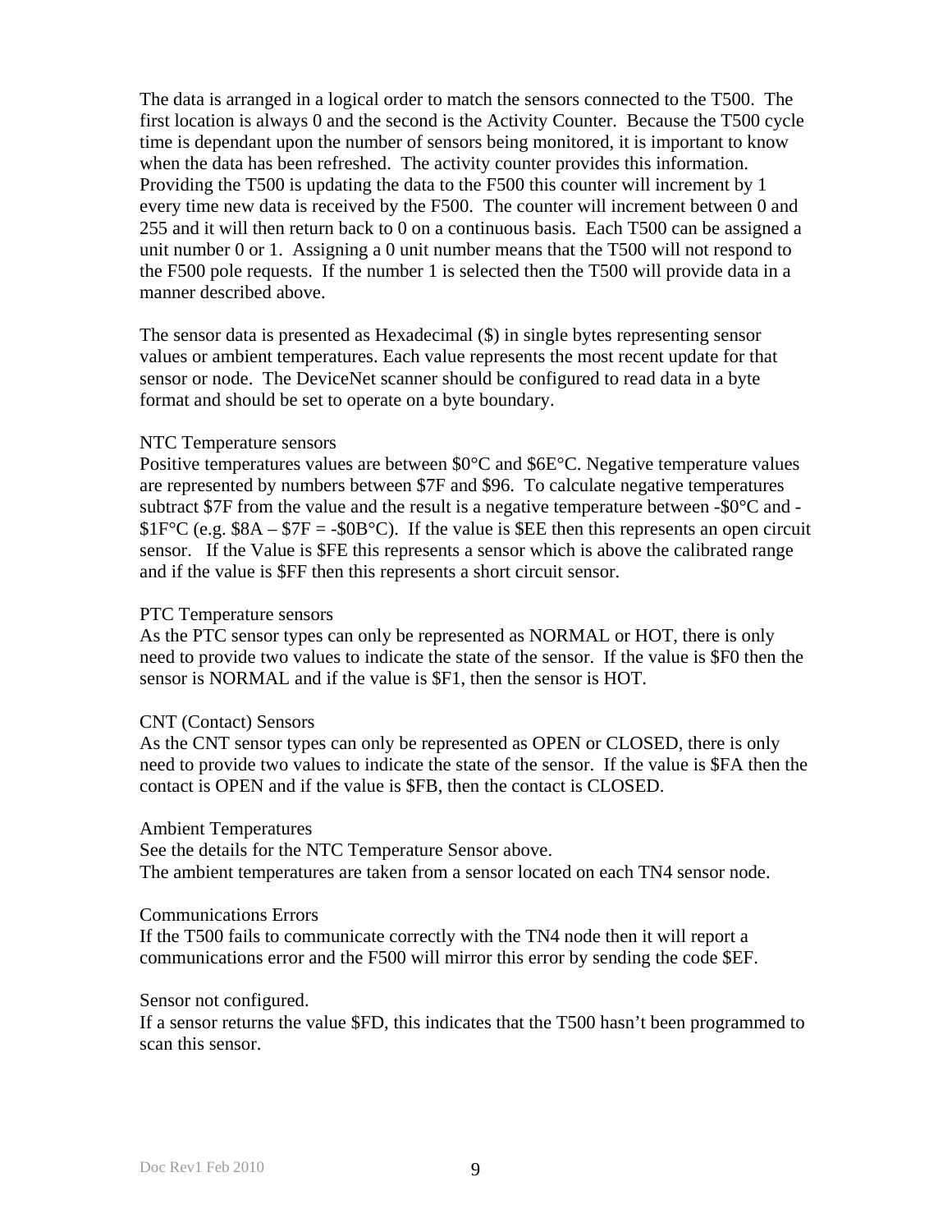The data is arranged in a logical order to match the sensors connected to the T500. The first location is always 0 and the second is the Activity Counter. Because the T500 cycle time is dependant upon the number of sensors being monitored, it is important to know when the data has been refreshed. The activity counter provides this information. Providing the T500 is updating the data to the F500 this counter will increment by 1 every time new data is received by the F500. The counter will increment between 0 and 255 and it will then return back to 0 on a continuous basis. Each T500 can be assigned a unit number 0 or 1. Assigning a 0 unit number means that the T500 will not respond to the F500 pole requests. If the number 1 is selected then the T500 will provide data in a manner described above.

The sensor data is presented as Hexadecimal ($) in single bytes representing sensor values or ambient temperatures. Each value represents the most recent update for that sensor or node. The DeviceNet scanner should be configured to read data in a byte format and should be set to operate on a byte boundary.

### NTC Temperature sensors

Positive temperatures values are between $0°C and $6E°C. Negative temperature values are represented by numbers between $7F and $96. To calculate negative temperatures subtract $7F from the value and the result is a negative temperature between -$0°C and -$1F°C (e.g. $8A – $7F = -$0B°C). If the value is $EE then this represents an open circuit sensor. If the Value is $FE this represents a sensor which is above the calibrated range and if the value is $FF then this represents a short circuit sensor.

### PTC Temperature sensors

As the PTC sensor types can only be represented as NORMAL or HOT, there is only need to provide two values to indicate the state of the sensor. If the value is $F0 then the sensor is NORMAL and if the value is $F1, then the sensor is HOT.

### CNT (Contact) Sensors

As the CNT sensor types can only be represented as OPEN or CLOSED, there is only need to provide two values to indicate the state of the sensor. If the value is $FA then the contact is OPEN and if the value is $FB, then the contact is CLOSED.

### Ambient Temperatures

See the details for the NTC Temperature Sensor above.
The ambient temperatures are taken from a sensor located on each TN4 sensor node.

### Communications Errors

If the T500 fails to communicate correctly with the TN4 node then it will report a communications error and the F500 will mirror this error by sending the code $EF.

### Sensor not configured.

If a sensor returns the value $FD, this indicates that the T500 hasn't been programmed to scan this sensor.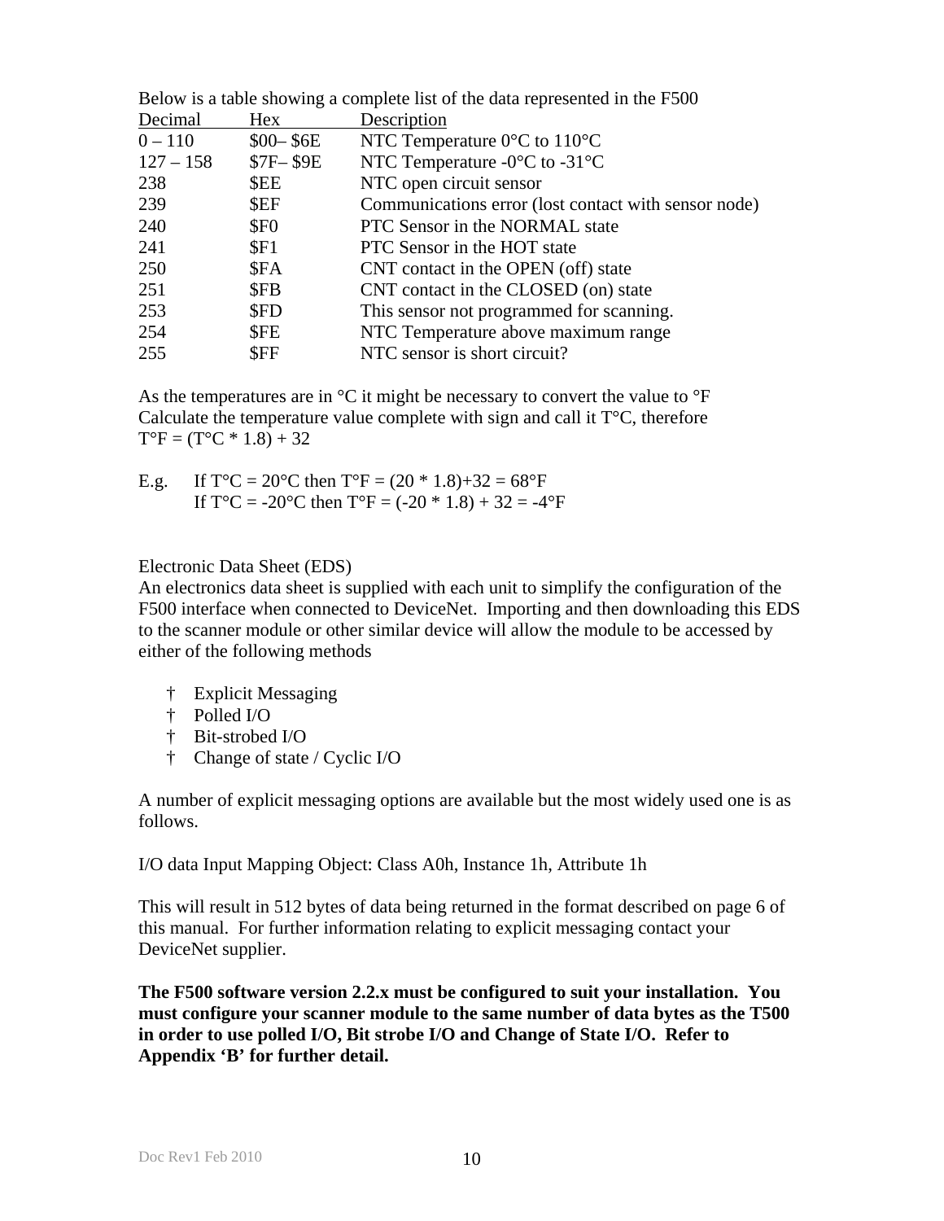Below is a table showing a complete list of the data represented in the F500

| Decimal | Hex | Description |
| --- | --- | --- |
| 0 – 110 | $00– $6E | NTC Temperature 0°C to 110°C |
| 127 – 158 | $7F– $9E | NTC Temperature -0°C to -31°C |
| 238 | $EE | NTC open circuit sensor |
| 239 | $EF | Communications error (lost contact with sensor node) |
| 240 | $F0 | PTC Sensor in the NORMAL state |
| 241 | $F1 | PTC Sensor in the HOT state |
| 250 | $FA | CNT contact in the OPEN (off) state |
| 251 | $FB | CNT contact in the CLOSED (on) state |
| 253 | $FD | This sensor not programmed for scanning. |
| 254 | $FE | NTC Temperature above maximum range |
| 255 | $FF | NTC sensor is short circuit? |

As the temperatures are in °C it might be necessary to convert the value to °F
Calculate the temperature value complete with sign and call it T°C, therefore
T°F = (T°C * 1.8) + 32

E.g. If T°C = 20°C then T°F = (20 * 1.8)+32 = 68°F
If T°C = -20°C then T°F = (-20 * 1.8) + 32 = -4°F

Electronic Data Sheet (EDS)
An electronics data sheet is supplied with each unit to simplify the configuration of the F500 interface when connected to DeviceNet. Importing and then downloading this EDS to the scanner module or other similar device will allow the module to be accessed by either of the following methods

- Explicit Messaging
- Polled I/O
- Bit-strobed I/O
- Change of state / Cyclic I/O

A number of explicit messaging options are available but the most widely used one is as follows.

I/O data Input Mapping Object: Class A0h, Instance 1h, Attribute 1h

This will result in 512 bytes of data being returned in the format described on page 6 of this manual. For further information relating to explicit messaging contact your DeviceNet supplier.

**The F500 software version 2.2.x must be configured to suit your installation. You must configure your scanner module to the same number of data bytes as the T500 in order to use polled I/O, Bit strobe I/O and Change of State I/O. Refer to Appendix 'B' for further detail.**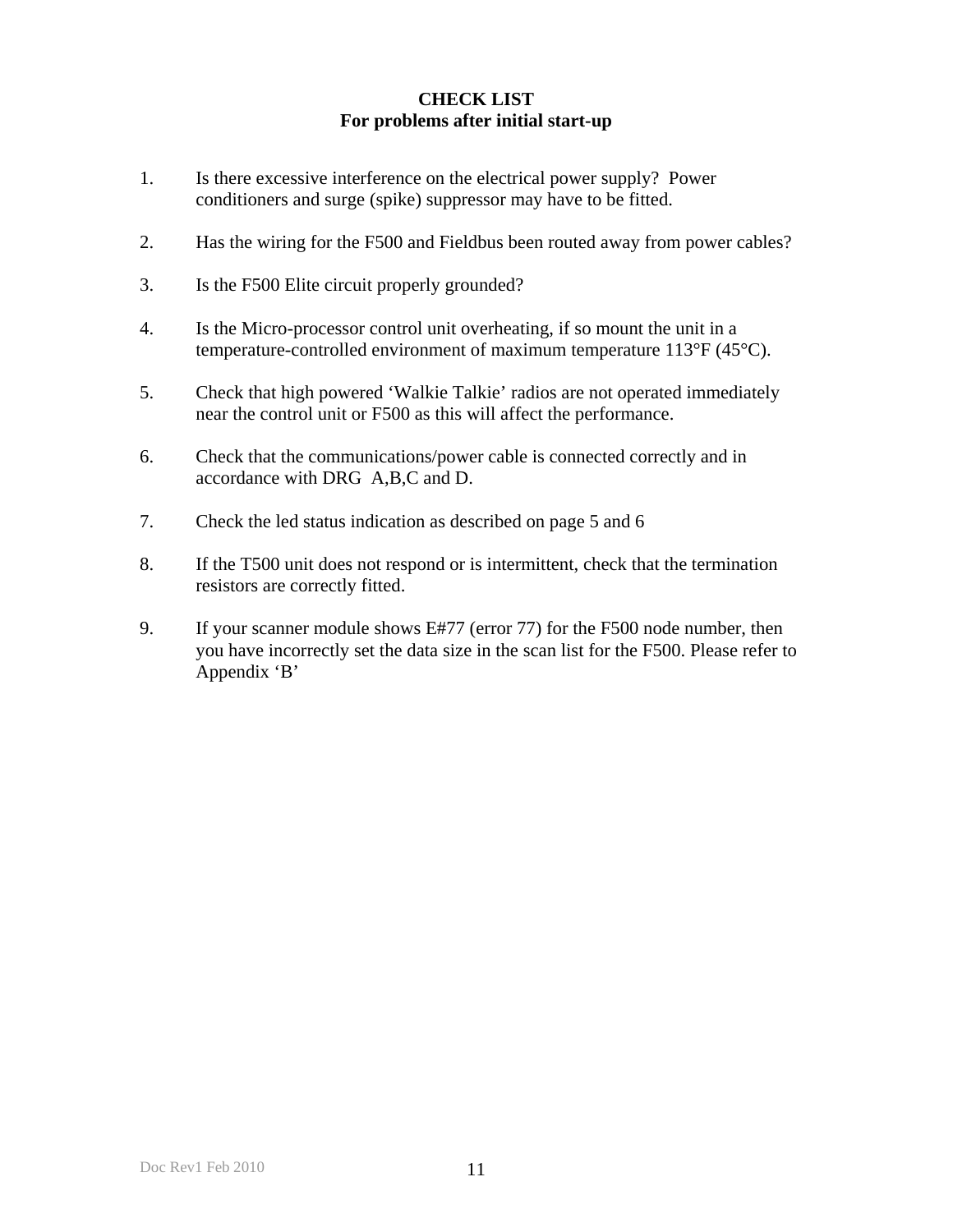# CHECK LIST
## For problems after initial start-up

1. Is there excessive interference on the electrical power supply? Power conditioners and surge (spike) suppressor may have to be fitted.

2. Has the wiring for the F500 and Fieldbus been routed away from power cables?

3. Is the F500 Elite circuit properly grounded?

4. Is the Micro-processor control unit overheating, if so mount the unit in a temperature-controlled environment of maximum temperature 113°F (45°C).

5. Check that high powered 'Walkie Talkie' radios are not operated immediately near the control unit or F500 as this will affect the performance.

6. Check that the communications/power cable is connected correctly and in accordance with DRG A,B,C and D.

7. Check the led status indication as described on page 5 and 6

8. If the T500 unit does not respond or is intermittent, check that the termination resistors are correctly fitted.

9. If your scanner module shows E#77 (error 77) for the F500 node number, then you have incorrectly set the data size in the scan list for the F500. Please refer to Appendix 'B'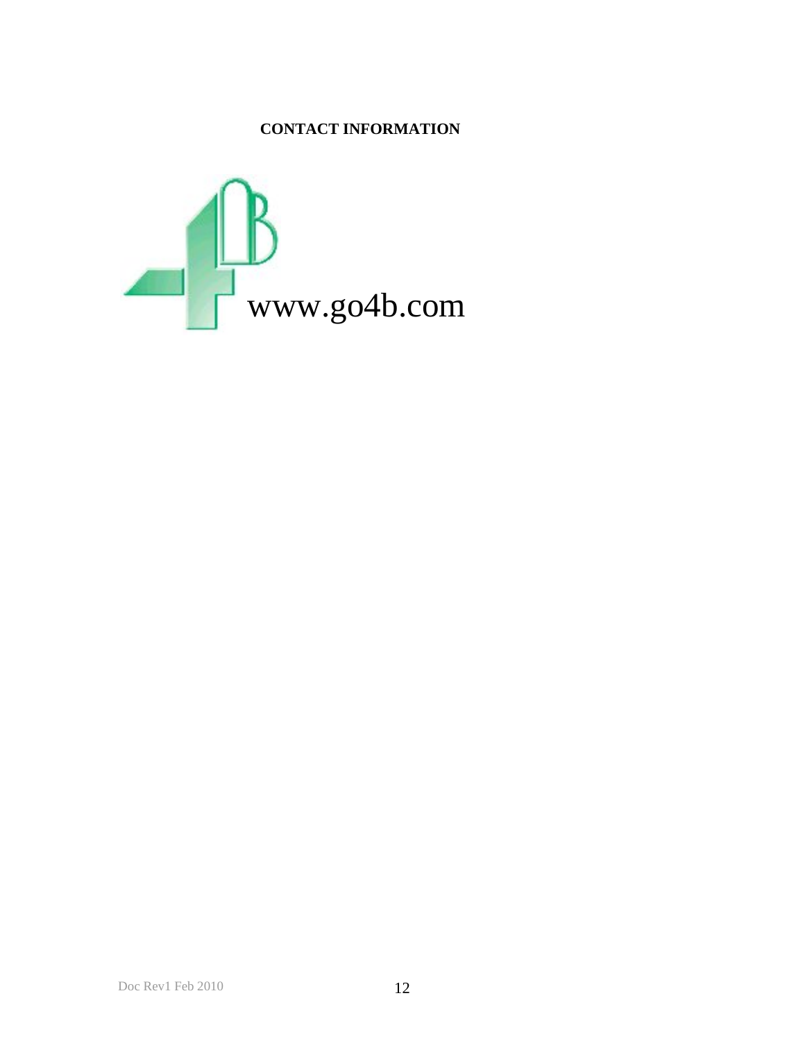**CONTACT INFORMATION**

www.go4b.com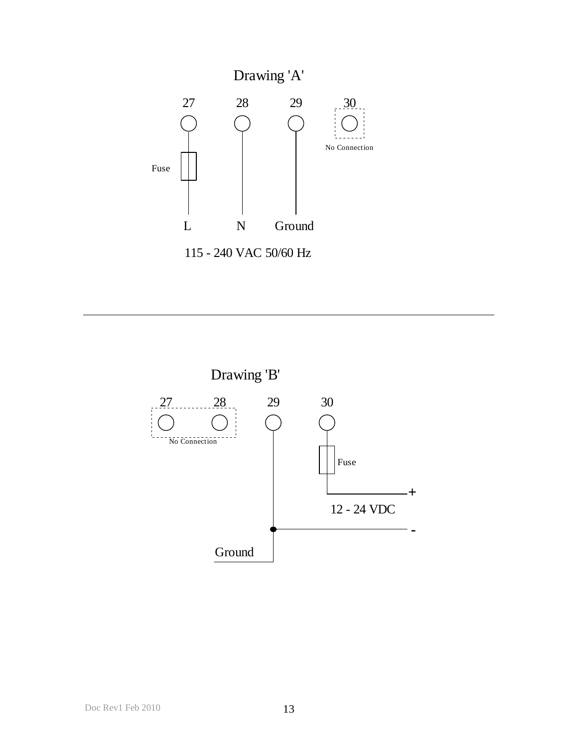## Drawing 'A'

27 28 29 30

No Connection

Fuse

L N Ground

115 - 240 VAC 50/60 Hz

---

## Drawing 'B'

27 28 29 30

No Connection

Fuse

+

12 - 24 VDC

-

Ground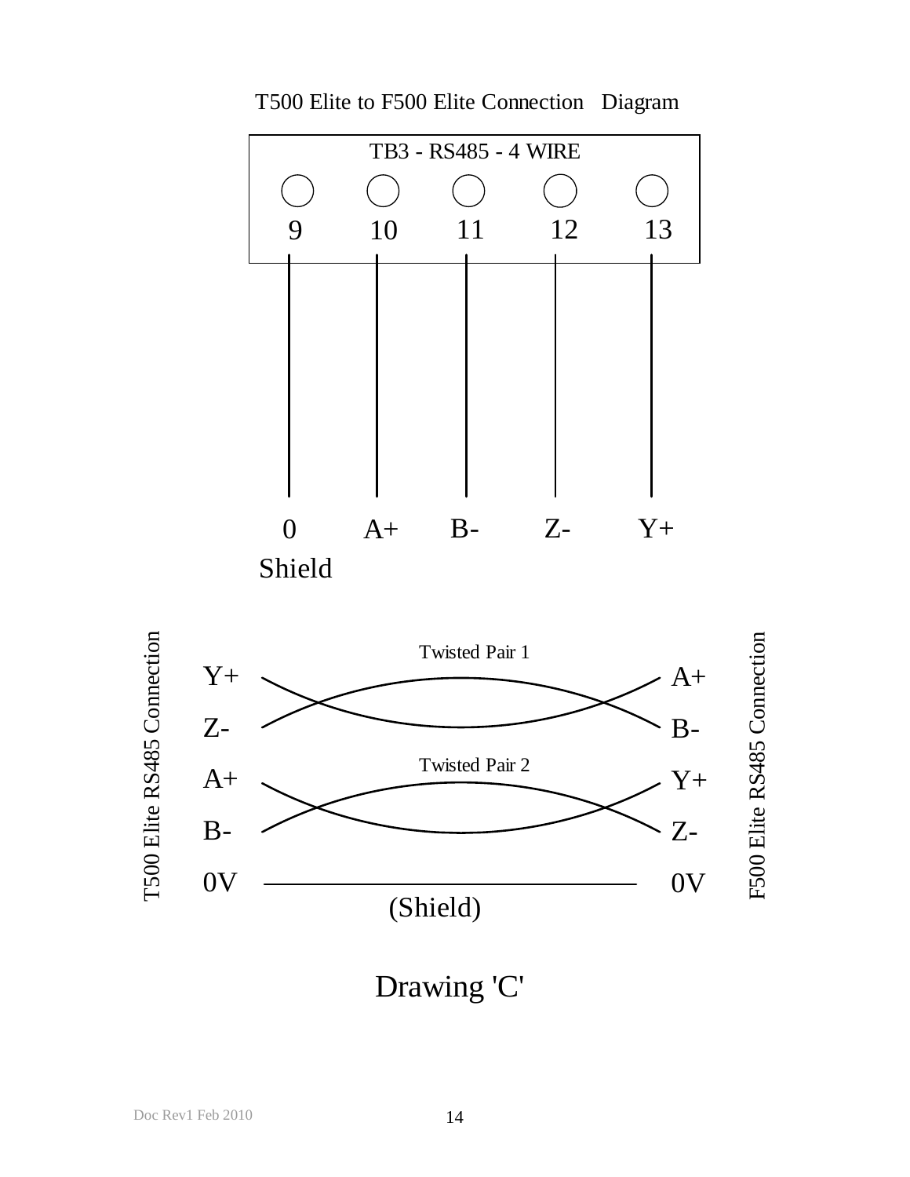T500 Elite to F500 Elite Connection Diagram

| TB3 - RS485 - 4 WIRE | | | | |
|---|---|---|---|---|
| 9 | 10 | 11 | 12 | 13 |
| 0 Shield | A+ | B- | Z- | Y+ |

T500 Elite RS485 Connection — F500 Elite RS485 Connection

| T500 Elite RS485 Connection | | F500 Elite RS485 Connection |
|---|---|---|
| Y+ | Twisted Pair 1 | A+ |
| Z- | | B- |
| A+ | Twisted Pair 2 | Y+ |
| B- | | Z- |
| 0V | (Shield) | 0V |

Drawing 'C'

Doc Rev1 Feb 2010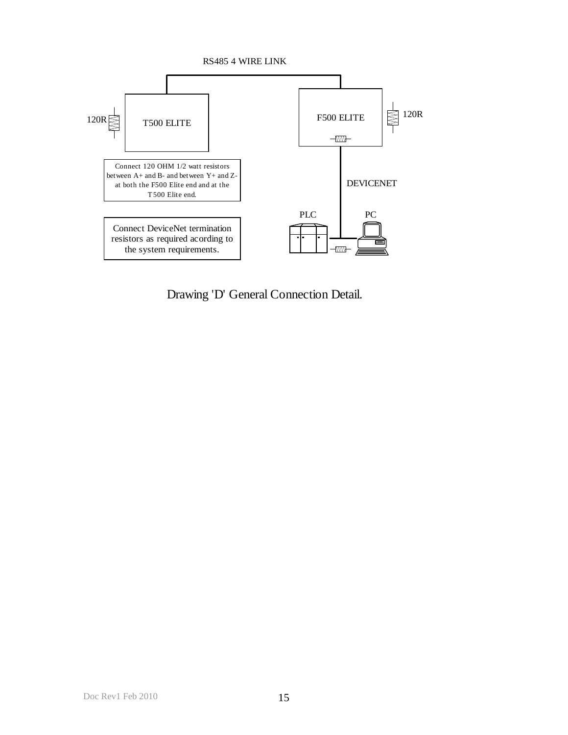RS485 4 WIRE LINK

120R

T500 ELITE

F500 ELITE

120R

Connect 120 OHM 1/2 watt resistors between A+ and B- and between Y+ and Z- at both the F500 Elite end and at the T500 Elite end.

DEVICENET

PLC

PC

Connect DeviceNet termination resistors as required acording to the system requirements.

Drawing 'D' General Connection Detail.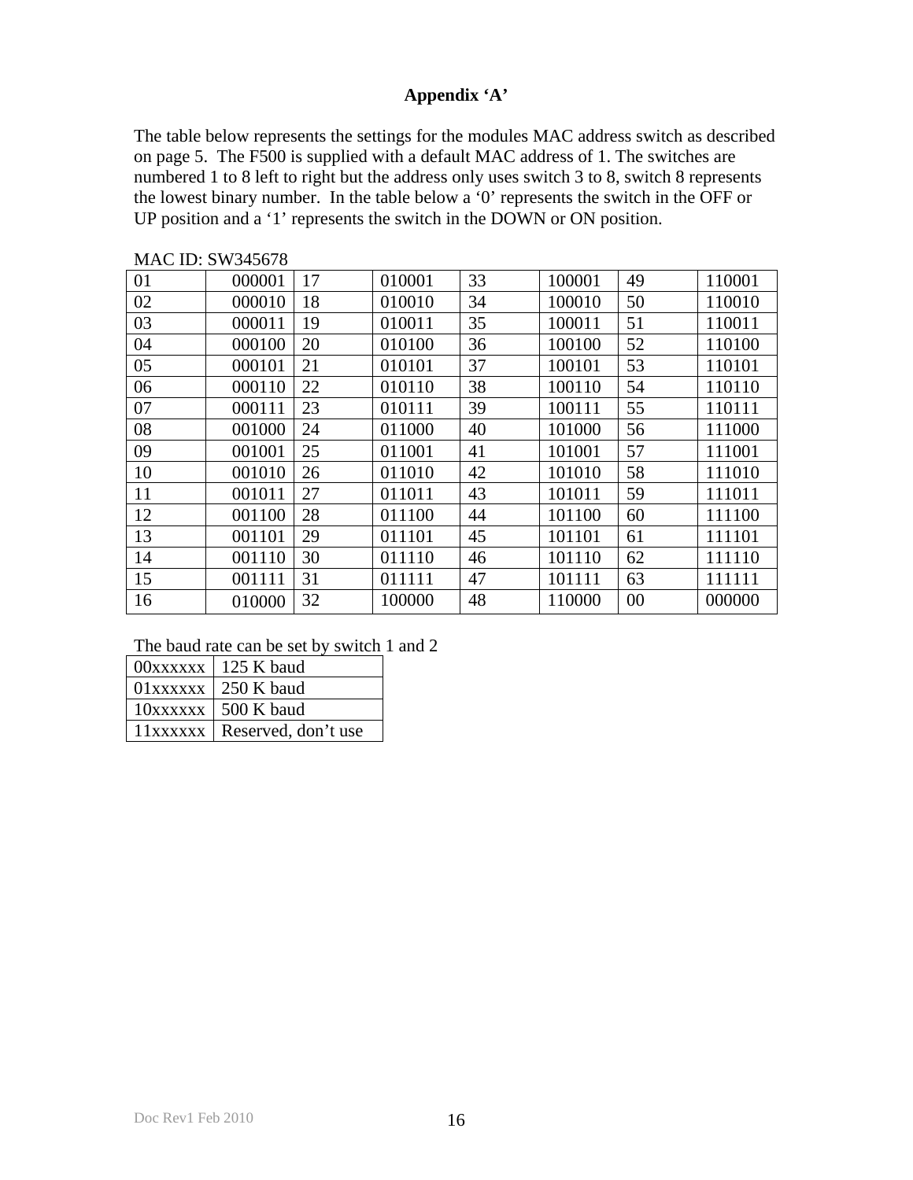## Appendix 'A'

The table below represents the settings for the modules MAC address switch as described on page 5. The F500 is supplied with a default MAC address of 1. The switches are numbered 1 to 8 left to right but the address only uses switch 3 to 8, switch 8 represents the lowest binary number. In the table below a '0' represents the switch in the OFF or UP position and a '1' represents the switch in the DOWN or ON position.

MAC ID: SW345678

| | | | | | | | |
|---|---|---|---|---|---|---|---|
| 01 | 000001 | 17 | 010001 | 33 | 100001 | 49 | 110001 |
| 02 | 000010 | 18 | 010010 | 34 | 100010 | 50 | 110010 |
| 03 | 000011 | 19 | 010011 | 35 | 100011 | 51 | 110011 |
| 04 | 000100 | 20 | 010100 | 36 | 100100 | 52 | 110100 |
| 05 | 000101 | 21 | 010101 | 37 | 100101 | 53 | 110101 |
| 06 | 000110 | 22 | 010110 | 38 | 100110 | 54 | 110110 |
| 07 | 000111 | 23 | 010111 | 39 | 100111 | 55 | 110111 |
| 08 | 001000 | 24 | 011000 | 40 | 101000 | 56 | 111000 |
| 09 | 001001 | 25 | 011001 | 41 | 101001 | 57 | 111001 |
| 10 | 001010 | 26 | 011010 | 42 | 101010 | 58 | 111010 |
| 11 | 001011 | 27 | 011011 | 43 | 101011 | 59 | 111011 |
| 12 | 001100 | 28 | 011100 | 44 | 101100 | 60 | 111100 |
| 13 | 001101 | 29 | 011101 | 45 | 101101 | 61 | 111101 |
| 14 | 001110 | 30 | 011110 | 46 | 101110 | 62 | 111110 |
| 15 | 001111 | 31 | 011111 | 47 | 101111 | 63 | 111111 |
| 16 | 010000 | 32 | 100000 | 48 | 110000 | 00 | 000000 |

The baud rate can be set by switch 1 and 2

| | |
|---|---|
| 00xxxxxx | 125 K baud |
| 01xxxxxx | 250 K baud |
| 10xxxxxx | 500 K baud |
| 11xxxxxx | Reserved, don't use |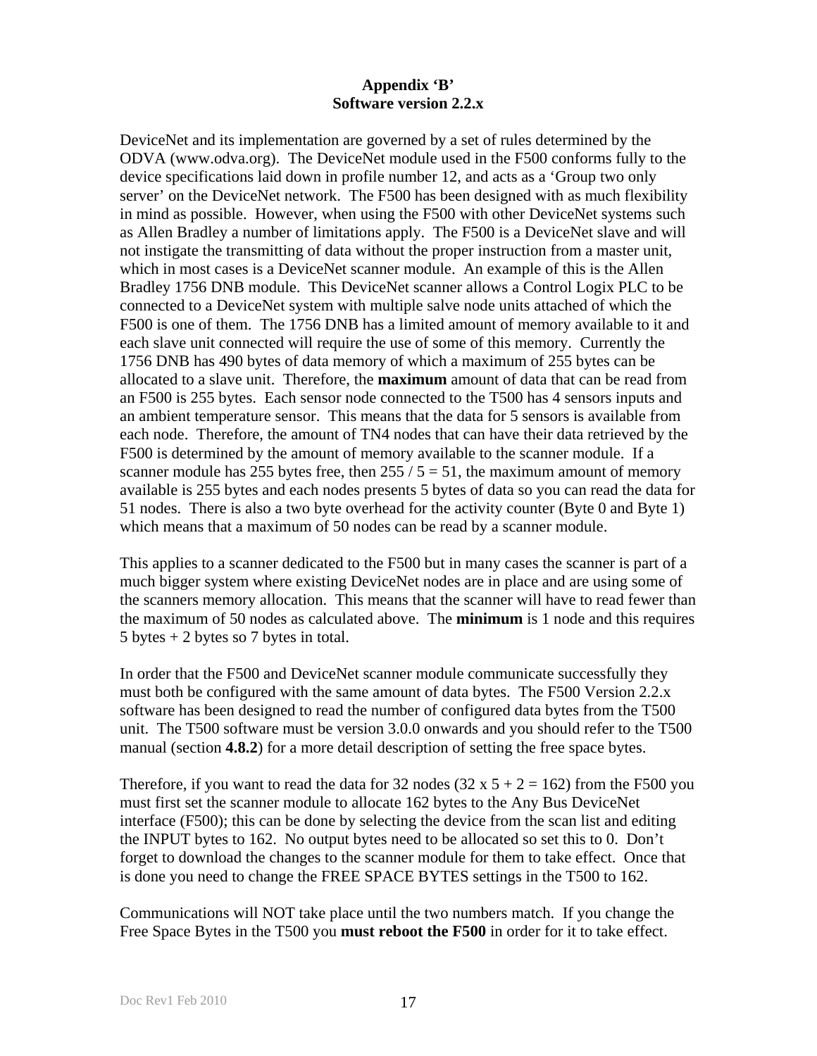# Appendix 'B'
## Software version 2.2.x

DeviceNet and its implementation are governed by a set of rules determined by the ODVA (www.odva.org). The DeviceNet module used in the F500 conforms fully to the device specifications laid down in profile number 12, and acts as a 'Group two only server' on the DeviceNet network. The F500 has been designed with as much flexibility in mind as possible. However, when using the F500 with other DeviceNet systems such as Allen Bradley a number of limitations apply. The F500 is a DeviceNet slave and will not instigate the transmitting of data without the proper instruction from a master unit, which in most cases is a DeviceNet scanner module. An example of this is the Allen Bradley 1756 DNB module. This DeviceNet scanner allows a Control Logix PLC to be connected to a DeviceNet system with multiple salve node units attached of which the F500 is one of them. The 1756 DNB has a limited amount of memory available to it and each slave unit connected will require the use of some of this memory. Currently the 1756 DNB has 490 bytes of data memory of which a maximum of 255 bytes can be allocated to a slave unit. Therefore, the **maximum** amount of data that can be read from an F500 is 255 bytes. Each sensor node connected to the T500 has 4 sensors inputs and an ambient temperature sensor. This means that the data for 5 sensors is available from each node. Therefore, the amount of TN4 nodes that can have their data retrieved by the F500 is determined by the amount of memory available to the scanner module. If a scanner module has 255 bytes free, then 255 / 5 = 51, the maximum amount of memory available is 255 bytes and each nodes presents 5 bytes of data so you can read the data for 51 nodes. There is also a two byte overhead for the activity counter (Byte 0 and Byte 1) which means that a maximum of 50 nodes can be read by a scanner module.

This applies to a scanner dedicated to the F500 but in many cases the scanner is part of a much bigger system where existing DeviceNet nodes are in place and are using some of the scanners memory allocation. This means that the scanner will have to read fewer than the maximum of 50 nodes as calculated above. The **minimum** is 1 node and this requires 5 bytes + 2 bytes so 7 bytes in total.

In order that the F500 and DeviceNet scanner module communicate successfully they must both be configured with the same amount of data bytes. The F500 Version 2.2.x software has been designed to read the number of configured data bytes from the T500 unit. The T500 software must be version 3.0.0 onwards and you should refer to the T500 manual (section **4.8.2**) for a more detail description of setting the free space bytes.

Therefore, if you want to read the data for 32 nodes (32 x 5 + 2 = 162) from the F500 you must first set the scanner module to allocate 162 bytes to the Any Bus DeviceNet interface (F500); this can be done by selecting the device from the scan list and editing the INPUT bytes to 162. No output bytes need to be allocated so set this to 0. Don't forget to download the changes to the scanner module for them to take effect. Once that is done you need to change the FREE SPACE BYTES settings in the T500 to 162.

Communications will NOT take place until the two numbers match. If you change the Free Space Bytes in the T500 you **must reboot the F500** in order for it to take effect.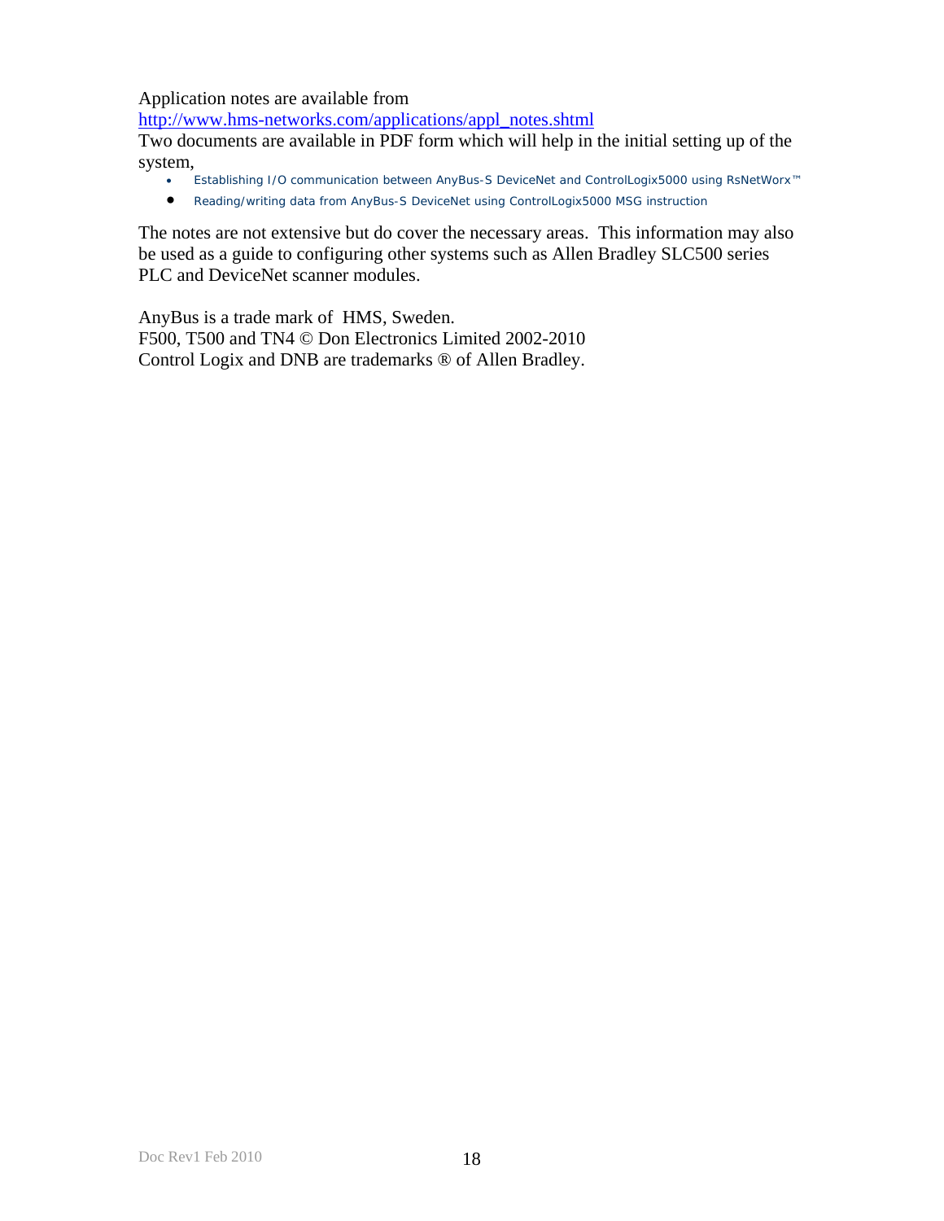Application notes are available from
[http://www.hms-networks.com/applications/appl_notes.shtml](http://www.hms-networks.com/applications/appl_notes.shtml)
Two documents are available in PDF form which will help in the initial setting up of the system,

- Establishing I/O communication between AnyBus-S DeviceNet and ControlLogix5000 using RsNetWorx™
- Reading/writing data from AnyBus-S DeviceNet using ControlLogix5000 MSG instruction

The notes are not extensive but do cover the necessary areas. This information may also be used as a guide to configuring other systems such as Allen Bradley SLC500 series PLC and DeviceNet scanner modules.

AnyBus is a trade mark of HMS, Sweden.
F500, T500 and TN4 © Don Electronics Limited 2002-2010
Control Logix and DNB are trademarks ® of Allen Bradley.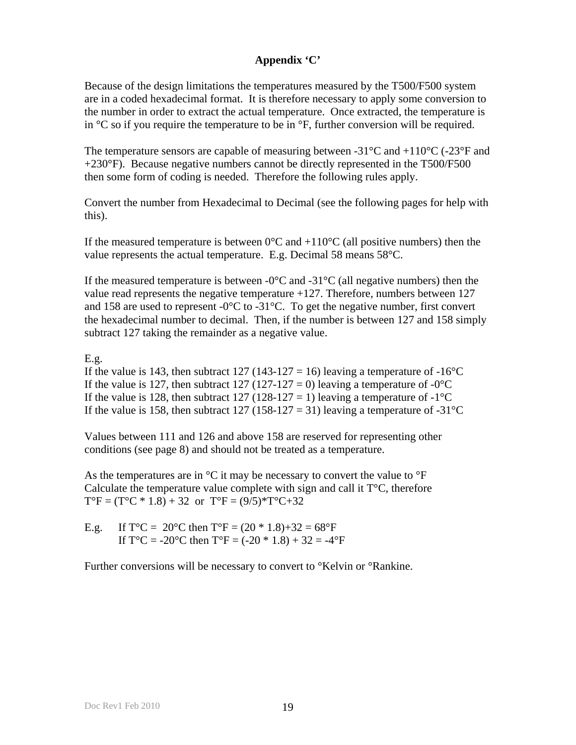## Appendix ‘C’

Because of the design limitations the temperatures measured by the T500/F500 system are in a coded hexadecimal format. It is therefore necessary to apply some conversion to the number in order to extract the actual temperature. Once extracted, the temperature is in °C so if you require the temperature to be in °F, further conversion will be required.

The temperature sensors are capable of measuring between -31°C and +110°C (-23°F and +230°F). Because negative numbers cannot be directly represented in the T500/F500 then some form of coding is needed. Therefore the following rules apply.

Convert the number from Hexadecimal to Decimal (see the following pages for help with this).

If the measured temperature is between 0°C and +110°C (all positive numbers) then the value represents the actual temperature. E.g. Decimal 58 means 58°C.

If the measured temperature is between -0°C and -31°C (all negative numbers) then the value read represents the negative temperature +127. Therefore, numbers between 127 and 158 are used to represent -0°C to -31°C. To get the negative number, first convert the hexadecimal number to decimal. Then, if the number is between 127 and 158 simply subtract 127 taking the remainder as a negative value.

E.g.
If the value is 143, then subtract 127 (143-127 = 16) leaving a temperature of -16°C
If the value is 127, then subtract 127 (127-127 = 0) leaving a temperature of -0°C
If the value is 128, then subtract 127 (128-127 = 1) leaving a temperature of -1°C
If the value is 158, then subtract 127 (158-127 = 31) leaving a temperature of -31°C

Values between 111 and 126 and above 158 are reserved for representing other conditions (see page 8) and should not be treated as a temperature.

As the temperatures are in °C it may be necessary to convert the value to °F
Calculate the temperature value complete with sign and call it T°C, therefore
T°F = (T°C * 1.8) + 32 or T°F = (9/5)*T°C+32

E.g. If T°C = 20°C then T°F = (20 * 1.8)+32 = 68°F
If T°C = -20°C then T°F = (-20 * 1.8) + 32 = -4°F

Further conversions will be necessary to convert to °Kelvin or °Rankine.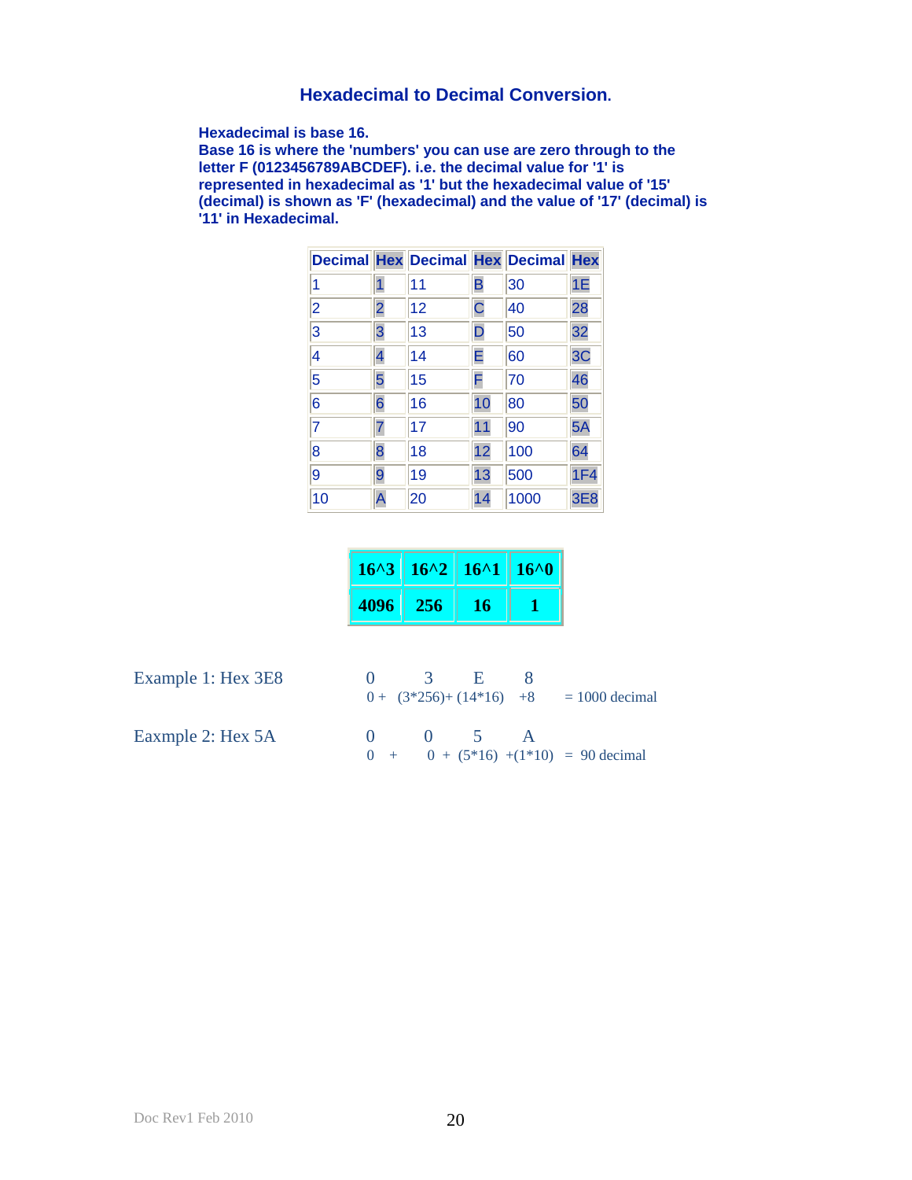## Hexadecimal to Decimal Conversion.

**Hexadecimal is base 16.**
**Base 16 is where the 'numbers' you can use are zero through to the letter F (0123456789ABCDEF). i.e. the decimal value for '1' is represented in hexadecimal as '1' but the hexadecimal value of '15' (decimal) is shown as 'F' (hexadecimal) and the value of '17' (decimal) is '11' in Hexadecimal.**

| Decimal | Hex | Decimal | Hex | Decimal | Hex |
|---|---|---|---|---|---|
| 1 | 1 | 11 | B | 30 | 1E |
| 2 | 2 | 12 | C | 40 | 28 |
| 3 | 3 | 13 | D | 50 | 32 |
| 4 | 4 | 14 | E | 60 | 3C |
| 5 | 5 | 15 | F | 70 | 46 |
| 6 | 6 | 16 | 10 | 80 | 50 |
| 7 | 7 | 17 | 11 | 90 | 5A |
| 8 | 8 | 18 | 12 | 100 | 64 |
| 9 | 9 | 19 | 13 | 500 | 1F4 |
| 10 | A | 20 | 14 | 1000 | 3E8 |

| 16^3 | 16^2 | 16^1 | 16^0 |
|---|---|---|---|
| **4096** | **256** | **16** | **1** |

| | | | | | |
|---|---|---|---|---|---|
| Example 1: Hex 3E8 | 0 | 3 | E | 8 | |
| | 0 + | (3*256)+ | (14*16) | +8 | = 1000 decimal |
| Eaxmple 2: Hex 5A | 0 | 0 | 5 | A | |
| | 0 + | 0 + | (5*16) | +(1*10) | = 90 decimal |

Doc Rev1 Feb 2010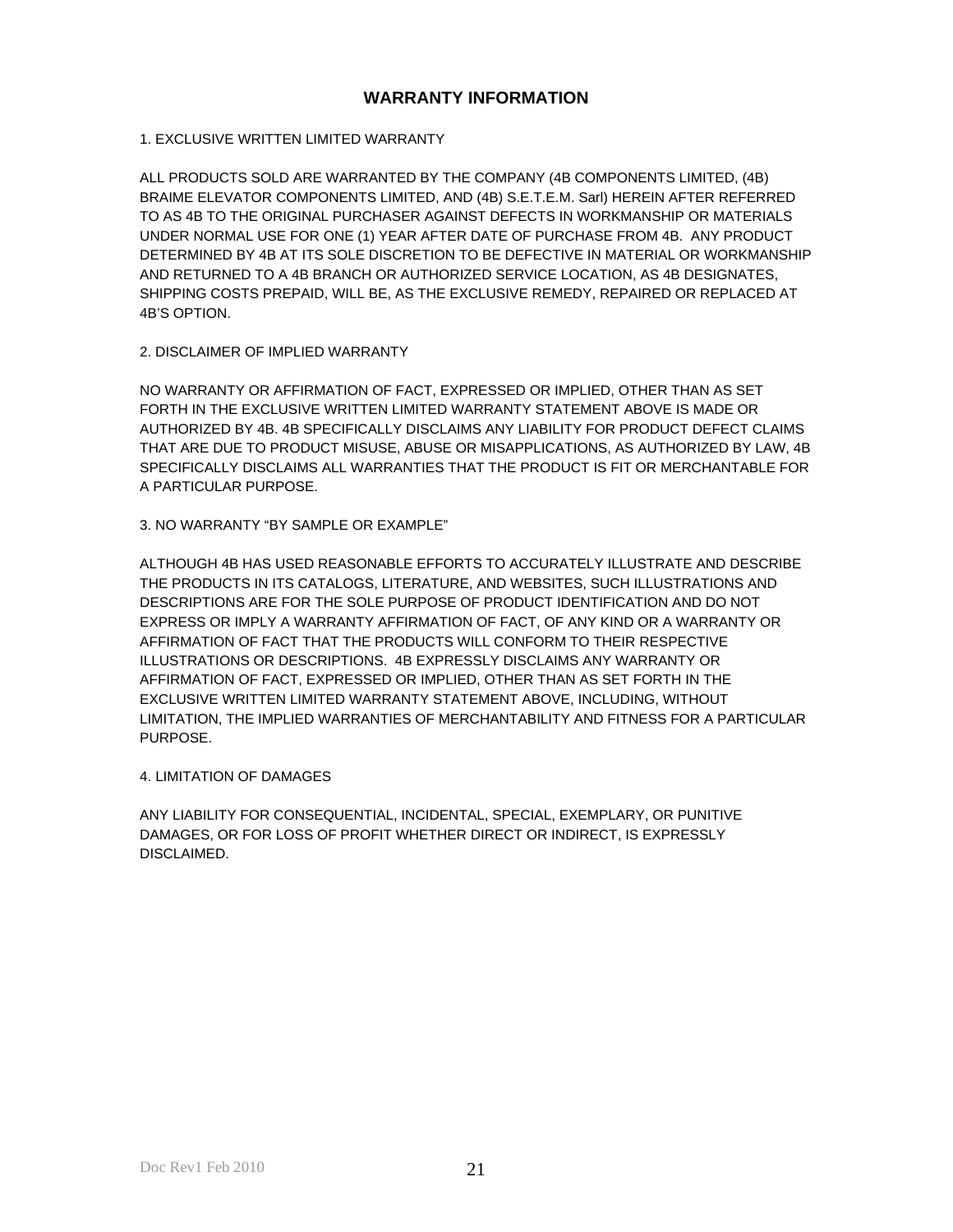# WARRANTY INFORMATION

1. EXCLUSIVE WRITTEN LIMITED WARRANTY

ALL PRODUCTS SOLD ARE WARRANTED BY THE COMPANY (4B COMPONENTS LIMITED, (4B) BRAIME ELEVATOR COMPONENTS LIMITED, AND (4B) S.E.T.E.M. Sarl) HEREIN AFTER REFERRED TO AS 4B TO THE ORIGINAL PURCHASER AGAINST DEFECTS IN WORKMANSHIP OR MATERIALS UNDER NORMAL USE FOR ONE (1) YEAR AFTER DATE OF PURCHASE FROM 4B. ANY PRODUCT DETERMINED BY 4B AT ITS SOLE DISCRETION TO BE DEFECTIVE IN MATERIAL OR WORKMANSHIP AND RETURNED TO A 4B BRANCH OR AUTHORIZED SERVICE LOCATION, AS 4B DESIGNATES, SHIPPING COSTS PREPAID, WILL BE, AS THE EXCLUSIVE REMEDY, REPAIRED OR REPLACED AT 4B'S OPTION.

2. DISCLAIMER OF IMPLIED WARRANTY

NO WARRANTY OR AFFIRMATION OF FACT, EXPRESSED OR IMPLIED, OTHER THAN AS SET FORTH IN THE EXCLUSIVE WRITTEN LIMITED WARRANTY STATEMENT ABOVE IS MADE OR AUTHORIZED BY 4B. 4B SPECIFICALLY DISCLAIMS ANY LIABILITY FOR PRODUCT DEFECT CLAIMS THAT ARE DUE TO PRODUCT MISUSE, ABUSE OR MISAPPLICATIONS, AS AUTHORIZED BY LAW, 4B SPECIFICALLY DISCLAIMS ALL WARRANTIES THAT THE PRODUCT IS FIT OR MERCHANTABLE FOR A PARTICULAR PURPOSE.

3. NO WARRANTY "BY SAMPLE OR EXAMPLE"

ALTHOUGH 4B HAS USED REASONABLE EFFORTS TO ACCURATELY ILLUSTRATE AND DESCRIBE THE PRODUCTS IN ITS CATALOGS, LITERATURE, AND WEBSITES, SUCH ILLUSTRATIONS AND DESCRIPTIONS ARE FOR THE SOLE PURPOSE OF PRODUCT IDENTIFICATION AND DO NOT EXPRESS OR IMPLY A WARRANTY AFFIRMATION OF FACT, OF ANY KIND OR A WARRANTY OR AFFIRMATION OF FACT THAT THE PRODUCTS WILL CONFORM TO THEIR RESPECTIVE ILLUSTRATIONS OR DESCRIPTIONS. 4B EXPRESSLY DISCLAIMS ANY WARRANTY OR AFFIRMATION OF FACT, EXPRESSED OR IMPLIED, OTHER THAN AS SET FORTH IN THE EXCLUSIVE WRITTEN LIMITED WARRANTY STATEMENT ABOVE, INCLUDING, WITHOUT LIMITATION, THE IMPLIED WARRANTIES OF MERCHANTABILITY AND FITNESS FOR A PARTICULAR PURPOSE.

4. LIMITATION OF DAMAGES

ANY LIABILITY FOR CONSEQUENTIAL, INCIDENTAL, SPECIAL, EXEMPLARY, OR PUNITIVE DAMAGES, OR FOR LOSS OF PROFIT WHETHER DIRECT OR INDIRECT, IS EXPRESSLY DISCLAIMED.